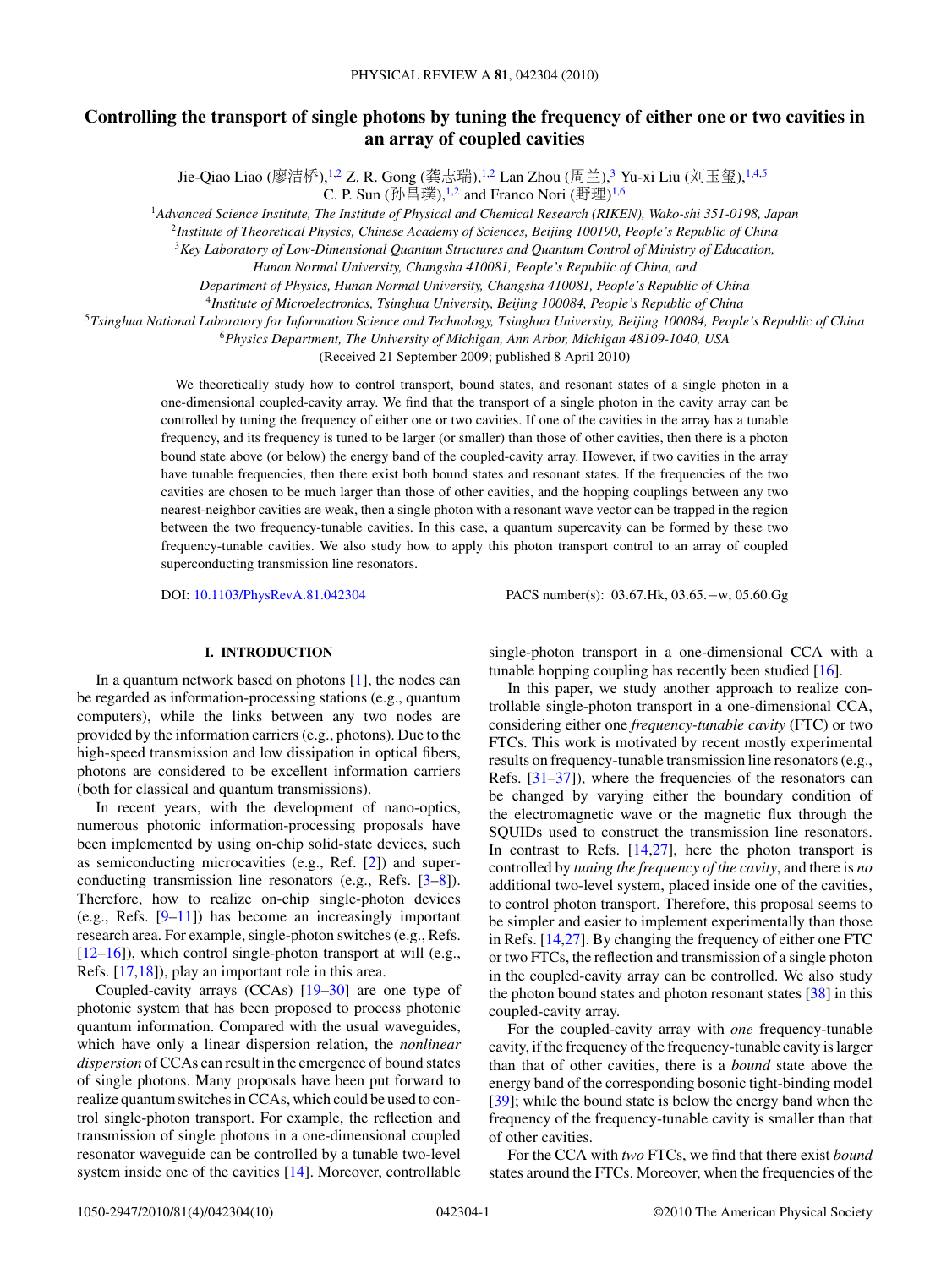# Controlling the transport of single photons by tuning the frequency of either one or two cavities in an array of coupled cavities

Jie-Qiao Liao (廖洁桥),[1,2] Z. R. Gong (龚志瑞),[1,2] Lan Zhou (周兰),[3] Yu-xi Liu (刘玉玺),[1,4,5] C. P. Sun (孙昌璞),[1,2] and Franco Nori (野理)[1,6]

[1]*Advanced Science Institute, The Institute of Physical and Chemical Research (RIKEN), Wako-shi 351-0198, Japan*

[2]*Institute of Theoretical Physics, Chinese Academy of Sciences, Beijing 100190, People's Republic of China*

[3]*Key Laboratory of Low-Dimensional Quantum Structures and Quantum Control of Ministry of Education, Hunan Normal University, Changsha 410081, People's Republic of China, and Department of Physics, Hunan Normal University, Changsha 410081, People's Republic of China*

[4]*Institute of Microelectronics, Tsinghua University, Beijing 100084, People's Republic of China*

[5]*Tsinghua National Laboratory for Information Science and Technology, Tsinghua University, Beijing 100084, People's Republic of China*

[6]*Physics Department, The University of Michigan, Ann Arbor, Michigan 48109-1040, USA*

(Received 21 September 2009; published 8 April 2010)

We theoretically study how to control transport, bound states, and resonant states of a single photon in a one-dimensional coupled-cavity array. We find that the transport of a single photon in the cavity array can be controlled by tuning the frequency of either one or two cavities. If one of the cavities in the array has a tunable frequency, and its frequency is tuned to be larger (or smaller) than those of other cavities, then there is a photon bound state above (or below) the energy band of the coupled-cavity array. However, if two cavities in the array have tunable frequencies, then there exist both bound states and resonant states. If the frequencies of the two cavities are chosen to be much larger than those of other cavities, and the hopping couplings between any two nearest-neighbor cavities are weak, then a single photon with a resonant wave vector can be trapped in the region between the two frequency-tunable cavities. In this case, a quantum supercavity can be formed by these two frequency-tunable cavities. We also study how to apply this photon transport control to an array of coupled superconducting transmission line resonators.

DOI: 10.1103/PhysRevA.81.042304  PACS number(s): 03.67.Hk, 03.65.−w, 05.60.Gg

## I. INTRODUCTION

In a quantum network based on photons [1], the nodes can be regarded as information-processing stations (e.g., quantum computers), while the links between any two nodes are provided by the information carriers (e.g., photons). Due to the high-speed transmission and low dissipation in optical fibers, photons are considered to be excellent information carriers (both for classical and quantum transmissions).

In recent years, with the development of nano-optics, numerous photonic information-processing proposals have been implemented by using on-chip solid-state devices, such as semiconducting microcavities (e.g., Ref. [2]) and superconducting transmission line resonators (e.g., Refs. [3–8]). Therefore, how to realize on-chip single-photon devices (e.g., Refs. [9–11]) has become an increasingly important research area. For example, single-photon switches (e.g., Refs. [12–16]), which control single-photon transport at will (e.g., Refs. [17,18]), play an important role in this area.

Coupled-cavity arrays (CCAs) [19–30] are one type of photonic system that has been proposed to process photonic quantum information. Compared with the usual waveguides, which have only a linear dispersion relation, the *nonlinear dispersion* of CCAs can result in the emergence of bound states of single photons. Many proposals have been put forward to realize quantum switches in CCAs, which could be used to control single-photon transport. For example, the reflection and transmission of single photons in a one-dimensional coupled resonator waveguide can be controlled by a tunable two-level system inside one of the cavities [14]. Moreover, controllable single-photon transport in a one-dimensional CCA with a tunable hopping coupling has recently been studied [16].

In this paper, we study another approach to realize controllable single-photon transport in a one-dimensional CCA, considering either one *frequency-tunable cavity* (FTC) or two FTCs. This work is motivated by recent mostly experimental results on frequency-tunable transmission line resonators (e.g., Refs. [31–37]), where the frequencies of the resonators can be changed by varying either the boundary condition of the electromagnetic wave or the magnetic flux through the SQUIDs used to construct the transmission line resonators. In contrast to Refs. [14,27], here the photon transport is controlled by *tuning the frequency of the cavity*, and there is *no* additional two-level system, placed inside one of the cavities, to control photon transport. Therefore, this proposal seems to be simpler and easier to implement experimentally than those in Refs. [14,27]. By changing the frequency of either one FTC or two FTCs, the reflection and transmission of a single photon in the coupled-cavity array can be controlled. We also study the photon bound states and photon resonant states [38] in this coupled-cavity array.

For the coupled-cavity array with *one* frequency-tunable cavity, if the frequency of the frequency-tunable cavity is larger than that of other cavities, there is a *bound* state above the energy band of the corresponding bosonic tight-binding model [39]; while the bound state is below the energy band when the frequency of the frequency-tunable cavity is smaller than that of other cavities.

For the CCA with *two* FTCs, we find that there exist *bound* states around the FTCs. Moreover, when the frequencies of the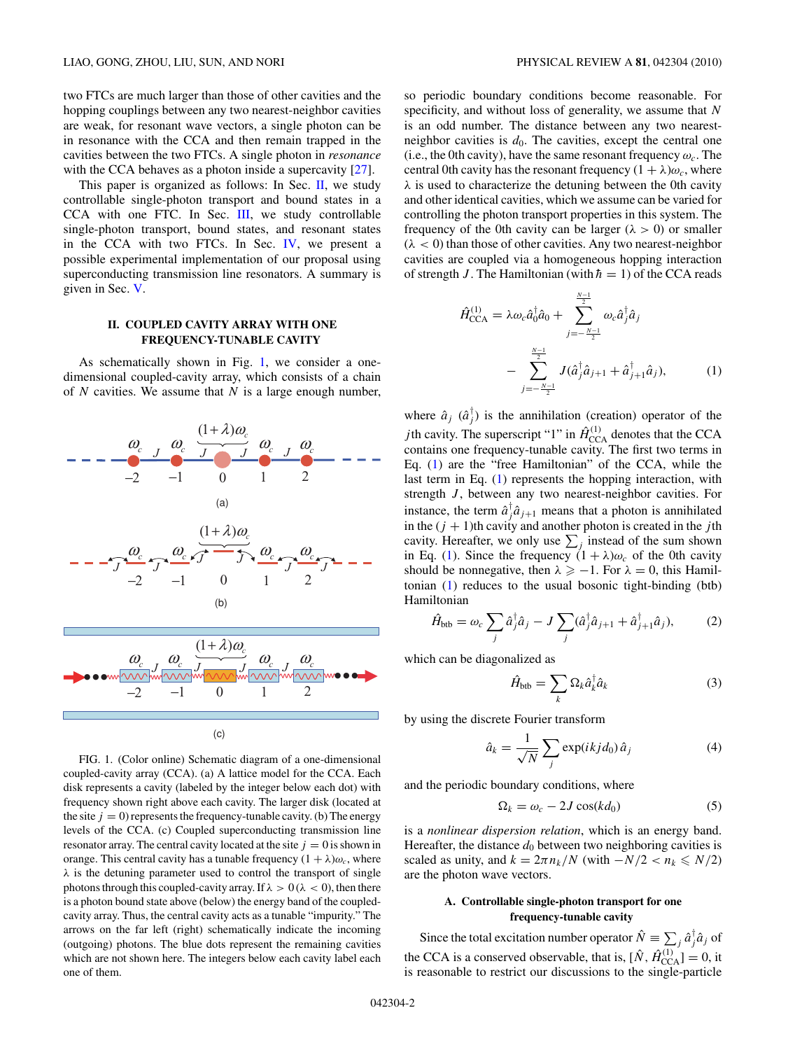two FTCs are much larger than those of other cavities and the hopping couplings between any two nearest-neighbor cavities are weak, for resonant wave vectors, a single photon can be in resonance with the CCA and then remain trapped in the cavities between the two FTCs. A single photon in *resonance* with the CCA behaves as a photon inside a supercavity [27].

This paper is organized as follows: In Sec. II, we study controllable single-photon transport and bound states in a CCA with one FTC. In Sec. III, we study controllable single-photon transport, bound states, and resonant states in the CCA with two FTCs. In Sec. IV, we present a possible experimental implementation of our proposal using superconducting transmission line resonators. A summary is given in Sec. V.

## II. COUPLED CAVITY ARRAY WITH ONE FREQUENCY-TUNABLE CAVITY

As schematically shown in Fig. 1, we consider a one-dimensional coupled-cavity array, which consists of a chain of $N$ cavities. We assume that $N$ is a large enough number, so periodic boundary conditions become reasonable. For specificity, and without loss of generality, we assume that $N$ is an odd number. The distance between any two nearest-neighbor cavities is $d_0$. The cavities, except the central one (i.e., the 0th cavity), have the same resonant frequency $\omega_c$. The central 0th cavity has the resonant frequency $(1+\lambda)\omega_c$, where $\lambda$ is used to characterize the detuning between the 0th cavity and other identical cavities, which we assume can be varied for controlling the photon transport properties in this system. The frequency of the 0th cavity can be larger ($\lambda > 0$) or smaller ($\lambda < 0$) than those of other cavities. Any two nearest-neighbor cavities are coupled via a homogeneous hopping interaction of strength $J$. The Hamiltonian (with $\hbar = 1$) of the CCA reads

FIG. 1. (Color online) Schematic diagram of a one-dimensional coupled-cavity array (CCA). (a) A lattice model for the CCA. Each disk represents a cavity (labeled by the integer below each dot) with frequency shown right above each cavity. The larger disk (located at the site $j = 0$) represents the frequency-tunable cavity. (b) The energy levels of the CCA. (c) Coupled superconducting transmission line resonator array. The central cavity located at the site $j = 0$ is shown in orange. This central cavity has a tunable frequency $(1+\lambda)\omega_c$, where $\lambda$ is the detuning parameter used to control the transport of single photons through this coupled-cavity array. If $\lambda > 0$ ($\lambda < 0$), then there is a photon bound state above (below) the energy band of the coupled-cavity array. Thus, the central cavity acts as a tunable "impurity." The arrows on the far left (right) schematically indicate the incoming (outgoing) photons. The blue dots represent the remaining cavities which are not shown here. The integers below each cavity label each one of them.

$$\hat{H}^{(1)}_{\text{CCA}} = \lambda\omega_c \hat{a}^{\dagger}_0\hat{a}_0 + \sum_{j=-\frac{N-1}{2}}^{\frac{N-1}{2}} \omega_c \hat{a}^{\dagger}_j\hat{a}_j - \sum_{j=-\frac{N-1}{2}}^{\frac{N-1}{2}} J(\hat{a}^{\dagger}_j\hat{a}_{j+1} + \hat{a}^{\dagger}_{j+1}\hat{a}_j), \tag{1}$$

where $\hat{a}_j$ ($\hat{a}^{\dagger}_j$) is the annihilation (creation) operator of the $j$th cavity. The superscript "1" in $\hat{H}^{(1)}_{\text{CCA}}$ denotes that the CCA contains one frequency-tunable cavity. The first two terms in Eq. (1) are the "free Hamiltonian" of the CCA, while the last term in Eq. (1) represents the hopping interaction, with strength $J$, between any two nearest-neighbor cavities. For instance, the term $\hat{a}^{\dagger}_j\hat{a}_{j+1}$ means that a photon is annihilated in the $(j+1)$th cavity and another photon is created in the $j$th cavity. Hereafter, we only use $\sum_j$ instead of the sum shown in Eq. (1). Since the frequency $(1+\lambda)\omega_c$ of the 0th cavity should be nonnegative, then $\lambda \geqslant -1$. For $\lambda = 0$, this Hamiltonian (1) reduces to the usual bosonic tight-binding (btb) Hamiltonian

$$\hat{H}_{\text{btb}} = \omega_c \sum_j \hat{a}^{\dagger}_j\hat{a}_j - J\sum_j (\hat{a}^{\dagger}_j\hat{a}_{j+1} + \hat{a}^{\dagger}_{j+1}\hat{a}_j), \tag{2}$$

which can be diagonalized as

$$\hat{H}_{\text{btb}} = \sum_k \Omega_k \hat{a}^{\dagger}_k\hat{a}_k \tag{3}$$

by using the discrete Fourier transform

$$\hat{a}_k = \frac{1}{\sqrt{N}} \sum_j \exp(ikjd_0)\,\hat{a}_j \tag{4}$$

and the periodic boundary conditions, where

$$\Omega_k = \omega_c - 2J\cos(kd_0) \tag{5}$$

is a *nonlinear dispersion relation*, which is an energy band. Hereafter, the distance $d_0$ between two neighboring cavities is scaled as unity, and $k = 2\pi n_k/N$ (with $-N/2 < n_k \leqslant N/2$) are the photon wave vectors.

### A. Controllable single-photon transport for one frequency-tunable cavity

Since the total excitation number operator $\hat{N} \equiv \sum_j \hat{a}^{\dagger}_j\hat{a}_j$ of the CCA is a conserved observable, that is, $[\hat{N}, \hat{H}^{(1)}_{\text{CCA}}] = 0$, it is reasonable to restrict our discussions to the single-particle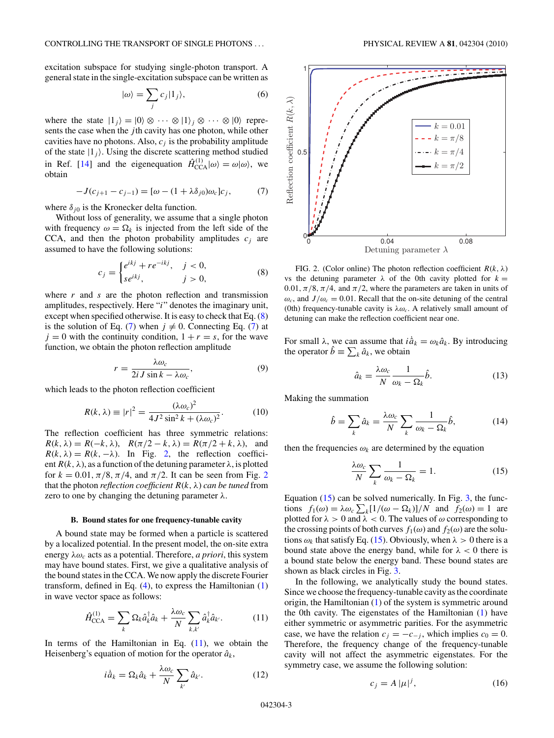excitation subspace for studying single-photon transport. A general state in the single-excitation subspace can be written as

$$|\omega\rangle = \sum_j c_j |1_j\rangle, \tag{6}$$

where the state $|1_j\rangle = |0\rangle \otimes \cdots \otimes |1\rangle_j \otimes \cdots \otimes |0\rangle$ represents the case when the $j$th cavity has one photon, while other cavities have no photons. Also, $c_j$ is the probability amplitude of the state $|1_j\rangle$. Using the discrete scattering method studied in Ref. [14] and the eigenequation $\hat{H}^{(1)}_{\mathrm{CCA}}|\omega\rangle = \omega|\omega\rangle$, we obtain

$$-J(c_{j+1} - c_{j-1}) = [\omega - (1 + \lambda\delta_{j0})\omega_c]c_j, \tag{7}$$

where $\delta_{j0}$ is the Kronecker delta function.

Without loss of generality, we assume that a single photon with frequency $\omega = \Omega_k$ is injected from the left side of the CCA, and then the photon probability amplitudes $c_j$ are assumed to have the following solutions:

$$c_j = \begin{cases} e^{ikj} + re^{-ikj}, & j < 0, \\ se^{ikj}, & j > 0, \end{cases} \tag{8}$$

where $r$ and $s$ are the photon reflection and transmission amplitudes, respectively. Here "$i$" denotes the imaginary unit, except when specified otherwise. It is easy to check that Eq. (8) is the solution of Eq. (7) when $j \neq 0$. Connecting Eq. (7) at $j = 0$ with the continuity condition, $1 + r = s$, for the wave function, we obtain the photon reflection amplitude

$$r = \frac{\lambda\omega_c}{2iJ\sin k - \lambda\omega_c}, \tag{9}$$

which leads to the photon reflection coefficient

$$R(k, \lambda) \equiv |r|^2 = \frac{(\lambda\omega_c)^2}{4J^2\sin^2 k + (\lambda\omega_c)^2}. \tag{10}$$

The reflection coefficient has three symmetric relations: $R(k, \lambda) = R(-k, \lambda)$, $R(\pi/2 - k, \lambda) = R(\pi/2 + k, \lambda)$, and $R(k, \lambda) = R(k, -\lambda)$. In Fig. 2, the reflection coefficient $R(k, \lambda)$, as a function of the detuning parameter $\lambda$, is plotted for $k = 0.01, \pi/8, \pi/4$, and $\pi/2$. It can be seen from Fig. 2 that the photon *reflection coefficient* $R(k, \lambda)$ *can be tuned* from zero to one by changing the detuning parameter $\lambda$.

### B. Bound states for one frequency-tunable cavity

A bound state may be formed when a particle is scattered by a localized potential. In the present model, the on-site extra energy $\lambda\omega_c$ acts as a potential. Therefore, *a priori*, this system may have bound states. First, we give a qualitative analysis of the bound states in the CCA. We now apply the discrete Fourier transform, defined in Eq. (4), to express the Hamiltonian (1) in wave vector space as follows:

$$\hat{H}^{(1)}_{\mathrm{CCA}} = \sum_k \Omega_k \hat{a}^\dagger_k \hat{a}_k + \frac{\lambda\omega_c}{N}\sum_{k,k'} \hat{a}^\dagger_k \hat{a}_{k'}. \tag{11}$$

In terms of the Hamiltonian in Eq. (11), we obtain the Heisenberg's equation of motion for the operator $\hat{a}_k$,

$$i\dot{\hat{a}}_k = \Omega_k \hat{a}_k + \frac{\lambda\omega_c}{N}\sum_{k'} \hat{a}_{k'}. \tag{12}$$

FIG. 2. (Color online) The photon reflection coefficient $R(k, \lambda)$ vs the detuning parameter $\lambda$ of the 0th cavity plotted for $k = 0.01, \pi/8, \pi/4$, and $\pi/2$, where the parameters are taken in units of $\omega_c$, and $J/\omega_c = 0.01$. Recall that the on-site detuning of the central (0th) frequency-tunable cavity is $\lambda\omega_c$. A relatively small amount of detuning can make the reflection coefficient near one.

For small $\lambda$, we can assume that $i\dot{\hat{a}}_k = \omega_k \hat{a}_k$. By introducing the operator $\hat{b} \equiv \sum_k \hat{a}_k$, we obtain

$$\hat{a}_k = \frac{\lambda\omega_c}{N}\frac{1}{\omega_k - \Omega_k}\hat{b}. \tag{13}$$

Making the summation

$$\hat{b} = \sum_k \hat{a}_k = \frac{\lambda\omega_c}{N}\sum_k \frac{1}{\omega_k - \Omega_k}\hat{b}, \tag{14}$$

then the frequencies $\omega_k$ are determined by the equation

$$\frac{\lambda\omega_c}{N}\sum_k \frac{1}{\omega_k - \Omega_k} = 1. \tag{15}$$

Equation (15) can be solved numerically. In Fig. 3, the functions $f_1(\omega) = \lambda\omega_c\sum_k[1/(\omega - \Omega_k)]/N$ and $f_2(\omega) = 1$ are plotted for $\lambda > 0$ and $\lambda < 0$. The values of $\omega$ corresponding to the crossing points of both curves $f_1(\omega)$ and $f_2(\omega)$ are the solutions $\omega_k$ that satisfy Eq. (15). Obviously, when $\lambda > 0$ there is a bound state above the energy band, while for $\lambda < 0$ there is a bound state below the energy band. These bound states are shown as black circles in Fig. 3.

In the following, we analytically study the bound states. Since we choose the frequency-tunable cavity as the coordinate origin, the Hamiltonian (1) of the system is symmetric around the 0th cavity. The eigenstates of the Hamiltonian (1) have either symmetric or asymmetric parities. For the asymmetric case, we have the relation $c_j = -c_{-j}$, which implies $c_0 = 0$. Therefore, the frequency change of the frequency-tunable cavity will not affect the asymmetric eigenstates. For the symmetry case, we assume the following solution:

$$c_j = A\,|\mu|^j, \tag{16}$$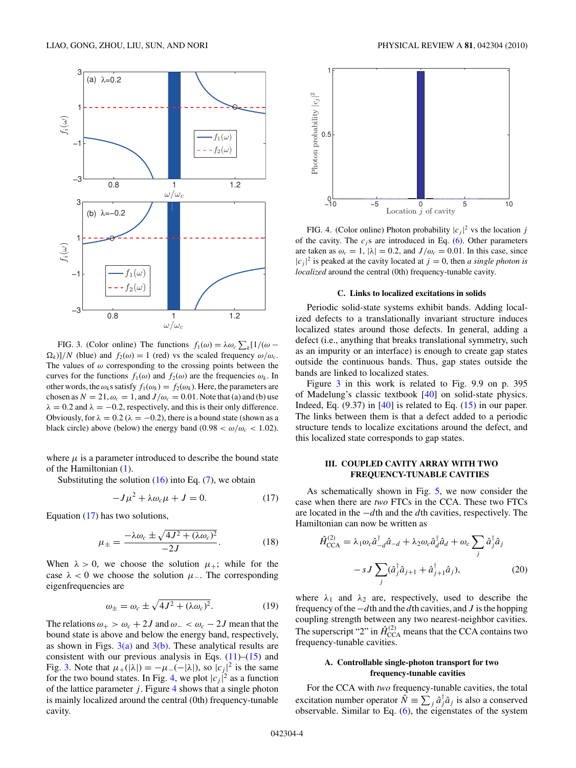FIG. 3. (Color online) The functions $f_1(\omega) = \lambda\omega_c \sum_k [1/(\omega - \Omega_k)]/N$ (blue) and $f_2(\omega) = 1$ (red) vs the scaled frequency $\omega/\omega_c$. The values of $\omega$ corresponding to the crossing points between the curves for the functions $f_1(\omega)$ and $f_2(\omega)$ are the frequencies $\omega_k$. In other words, the $\omega_k$s satisfy $f_1(\omega_k) = f_2(\omega_k)$. Here, the parameters are chosen as $N = 21, \omega_c = 1$, and $J/\omega_c = 0.01$. Note that (a) and (b) use $\lambda = 0.2$ and $\lambda = -0.2$, respectively, and this is their only difference. Obviously, for $\lambda = 0.2$ ($\lambda = -0.2$), there is a bound state (shown as a black circle) above (below) the energy band ($0.98 < \omega/\omega_c < 1.02$).

where $\mu$ is a parameter introduced to describe the bound state of the Hamiltonian (1).

Substituting the solution (16) into Eq. (7), we obtain

$$-J\mu^2 + \lambda\omega_c\mu + J = 0. \tag{17}$$

Equation (17) has two solutions,

$$\mu_\pm = \frac{-\lambda\omega_c \pm \sqrt{4J^2 + (\lambda\omega_c)^2}}{-2J}. \tag{18}$$

When $\lambda > 0$, we choose the solution $\mu_+$; while for the case $\lambda < 0$ we choose the solution $\mu_-$. The corresponding eigenfrequencies are

$$\omega_\pm = \omega_c \pm \sqrt{4J^2 + (\lambda\omega_c)^2}. \tag{19}$$

The relations $\omega_+ > \omega_c + 2J$ and $\omega_- < \omega_c - 2J$ mean that the bound state is above and below the energy band, respectively, as shown in Figs. 3(a) and 3(b). These analytical results are consistent with our previous analysis in Eqs. (11)–(15) and Fig. 3. Note that $\mu_+(|\lambda|) = -\mu_-(-|\lambda|)$, so $|c_j|^2$ is the same for the two bound states. In Fig. 4, we plot $|c_j|^2$ as a function of the lattice parameter $j$. Figure 4 shows that a single photon is mainly localized around the central (0th) frequency-tunable cavity.

FIG. 4. (Color online) Photon probability $|c_j|^2$ vs the location $j$ of the cavity. The $c_j$s are introduced in Eq. (6). Other parameters are taken as $\omega_c = 1$, $|\lambda| = 0.2$, and $J/\omega_c = 0.01$. In this case, since $|c_j|^2$ is peaked at the cavity located at $j = 0$, then *a single photon is localized* around the central (0th) frequency-tunable cavity.

### C. Links to localized excitations in solids

Periodic solid-state systems exhibit bands. Adding localized defects to a translationally invariant structure induces localized states around those defects. In general, adding a defect (i.e., anything that breaks translational symmetry, such as an impurity or an interface) is enough to create gap states outside the continuous bands. Thus, gap states outside the bands are linked to localized states.

Figure 3 in this work is related to Fig. 9.9 on p. 395 of Madelung's classic textbook [40] on solid-state physics. Indeed, Eq. (9.37) in [40] is related to Eq. (15) in our paper. The links between them is that a defect added to a periodic structure tends to localize excitations around the defect, and this localized state corresponds to gap states.

## III. COUPLED CAVITY ARRAY WITH TWO FREQUENCY-TUNABLE CAVITIES

As schematically shown in Fig. 5, we now consider the case when there are *two* FTCs in the CCA. These two FTCs are located in the $-d$th and the $d$th cavities, respectively. The Hamiltonian can now be written as

$$\hat{H}^{(2)}_{\text{CCA}} = \lambda_1\omega_c\hat{a}^\dagger_{-d}\hat{a}_{-d} + \lambda_2\omega_c\hat{a}^\dagger_d\hat{a}_d + \omega_c\sum_j \hat{a}^\dagger_j\hat{a}_j$$
$$- sJ\sum_j(\hat{a}^\dagger_j\hat{a}_{j+1} + \hat{a}^\dagger_{j+1}\hat{a}_j), \tag{20}$$

where $\lambda_1$ and $\lambda_2$ are, respectively, used to describe the frequency of the $-d$th and the $d$th cavities, and $J$ is the hopping coupling strength between any two nearest-neighbor cavities. The superscript "2" in $\hat{H}^{(2)}_{\text{CCA}}$ means that the CCA contains two frequency-tunable cavities.

### A. Controllable single-photon transport for two frequency-tunable cavities

For the CCA with *two* frequency-tunable cavities, the total excitation number operator $\hat{N} \equiv \sum_j \hat{a}^\dagger_j\hat{a}_j$ is also a conserved observable. Similar to Eq. (6), the eigenstates of the system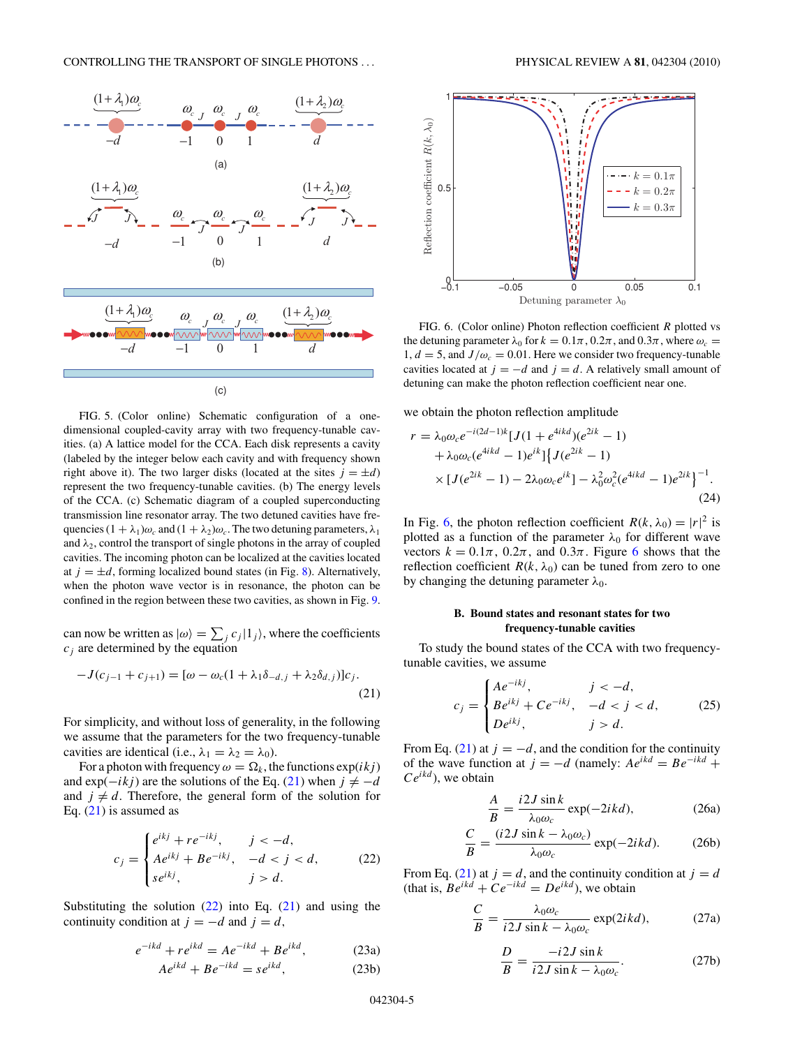FIG. 5. (Color online) Schematic configuration of a one-dimensional coupled-cavity array with two frequency-tunable cavities. (a) A lattice model for the CCA. Each disk represents a cavity (labeled by the integer below each cavity and with frequency shown right above it). The two larger disks (located at the sites $j = \pm d$) represent the two frequency-tunable cavities. (b) The energy levels of the CCA. (c) Schematic diagram of a coupled superconducting transmission line resonator array. The two detuned cavities have frequencies $(1+\lambda_1)\omega_c$ and $(1+\lambda_2)\omega_c$. The two detuning parameters, $\lambda_1$ and $\lambda_2$, control the transport of single photons in the array of coupled cavities. The incoming photon can be localized at the cavities located at $j = \pm d$, forming localized bound states (in Fig. 8). Alternatively, when the photon wave vector is in resonance, the photon can be confined in the region between these two cavities, as shown in Fig. 9.

can now be written as $|\omega\rangle = \sum_j c_j |1_j\rangle$, where the coefficients $c_j$ are determined by the equation

$$-J(c_{j-1} + c_{j+1}) = [\omega - \omega_c(1 + \lambda_1\delta_{-d,j} + \lambda_2\delta_{d,j})]c_j. \tag{21}$$

For simplicity, and without loss of generality, in the following we assume that the parameters for the two frequency-tunable cavities are identical (i.e., $\lambda_1 = \lambda_2 = \lambda_0$).

For a photon with frequency $\omega = \Omega_k$, the functions $\exp(ikj)$ and $\exp(-ikj)$ are the solutions of the Eq. (21) when $j \neq -d$ and $j \neq d$. Therefore, the general form of the solution for Eq. (21) is assumed as

$$c_j = \begin{cases} e^{ikj} + re^{-ikj}, & j < -d, \\ Ae^{ikj} + Be^{-ikj}, & -d < j < d, \\ se^{ikj}, & j > d. \end{cases} \tag{22}$$

Substituting the solution (22) into Eq. (21) and using the continuity condition at $j = -d$ and $j = d$,

$$e^{-ikd} + re^{ikd} = Ae^{-ikd} + Be^{ikd}, \tag{23a}$$

$$Ae^{ikd} + Be^{-ikd} = se^{ikd}, \tag{23b}$$

FIG. 6. (Color online) Photon reflection coefficient $R$ plotted vs the detuning parameter $\lambda_0$ for $k = 0.1\pi, 0.2\pi$, and $0.3\pi$, where $\omega_c = 1$, $d = 5$, and $J/\omega_c = 0.01$. Here we consider two frequency-tunable cavities located at $j = -d$ and $j = d$. A relatively small amount of detuning can make the photon reflection coefficient near one.

we obtain the photon reflection amplitude

$$\begin{aligned} r = {} & \lambda_0\omega_c e^{-i(2d-1)k}[J(1 + e^{4ikd})(e^{2ik} - 1) \\ & + \lambda_0\omega_c(e^{4ikd} - 1)e^{ik}]\{J(e^{2ik} - 1) \\ & \times [J(e^{2ik} - 1) - 2\lambda_0\omega_c e^{ik}] - \lambda_0^2\omega_c^2(e^{4ikd} - 1)e^{2ik}\}^{-1}. \end{aligned} \tag{24}$$

In Fig. 6, the photon reflection coefficient $R(k, \lambda_0) = |r|^2$ is plotted as a function of the parameter $\lambda_0$ for different wave vectors $k = 0.1\pi$, $0.2\pi$, and $0.3\pi$. Figure 6 shows that the reflection coefficient $R(k, \lambda_0)$ can be tuned from zero to one by changing the detuning parameter $\lambda_0$.

### B. Bound states and resonant states for two frequency-tunable cavities

To study the bound states of the CCA with two frequency-tunable cavities, we assume

$$c_j = \begin{cases} Ae^{-ikj}, & j < -d, \\ Be^{ikj} + Ce^{-ikj}, & -d < j < d, \\ De^{ikj}, & j > d. \end{cases} \tag{25}$$

From Eq. (21) at $j = -d$, and the condition for the continuity of the wave function at $j = -d$ (namely: $Ae^{ikd} = Be^{-ikd} + Ce^{ikd}$), we obtain

$$\frac{A}{B} = \frac{i2J\sin k}{\lambda_0\omega_c}\exp(-2ikd), \tag{26a}$$

$$\frac{C}{B} = \frac{(i2J\sin k - \lambda_0\omega_c)}{\lambda_0\omega_c}\exp(-2ikd). \tag{26b}$$

From Eq. (21) at $j = d$, and the continuity condition at $j = d$ (that is, $Be^{ikd} + Ce^{-ikd} = De^{ikd}$), we obtain

$$\frac{C}{B} = \frac{\lambda_0\omega_c}{i2J\sin k - \lambda_0\omega_c}\exp(2ikd), \tag{27a}$$

$$\frac{D}{B} = \frac{-i2J\sin k}{i2J\sin k - \lambda_0\omega_c}. \tag{27b}$$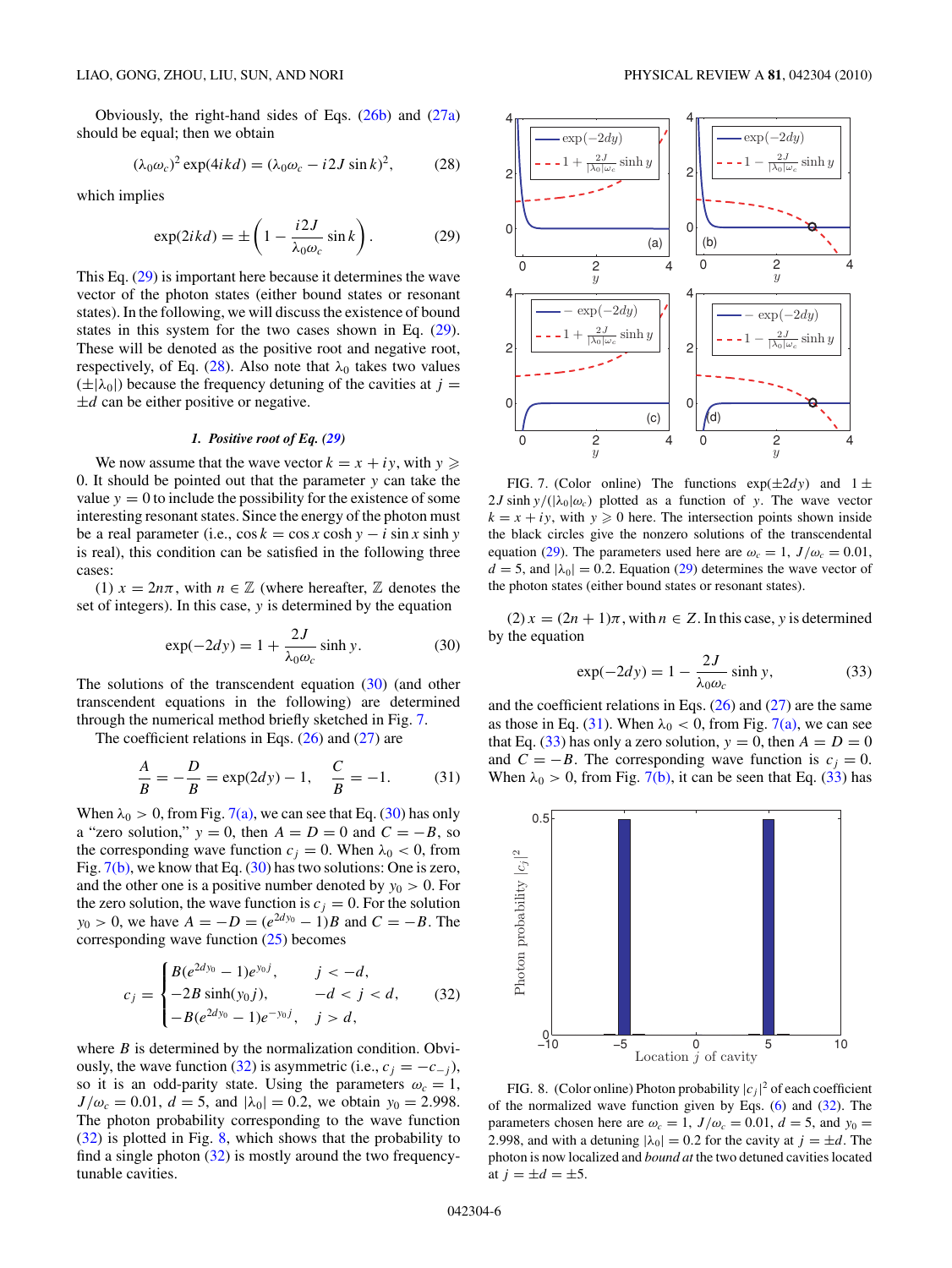Obviously, the right-hand sides of Eqs. (26b) and (27a) should be equal; then we obtain

$$(\lambda_0\omega_c)^2 \exp(4ikd) = (\lambda_0\omega_c - i2J\sin k)^2, \tag{28}$$

which implies

$$\exp(2ikd) = \pm\left(1 - \frac{i2J}{\lambda_0\omega_c}\sin k\right). \tag{29}$$

This Eq. (29) is important here because it determines the wave vector of the photon states (either bound states or resonant states). In the following, we will discuss the existence of bound states in this system for the two cases shown in Eq. (29). These will be denoted as the positive root and negative root, respectively, of Eq. (28). Also note that $\lambda_0$ takes two values $(\pm|\lambda_0|)$ because the frequency detuning of the cavities at $j = \pm d$ can be either positive or negative.

#### *1. Positive root of Eq. (29)*

We now assume that the wave vector $k = x + iy$, with $y \geqslant 0$. It should be pointed out that the parameter $y$ can take the value $y = 0$ to include the possibility for the existence of some interesting resonant states. Since the energy of the photon must be a real parameter (i.e., $\cos k = \cos x \cosh y - i \sin x \sinh y$ is real), this condition can be satisfied in the following three cases:

(1) $x = 2n\pi$, with $n \in \mathbb{Z}$ (where hereafter, $\mathbb{Z}$ denotes the set of integers). In this case, $y$ is determined by the equation

$$\exp(-2dy) = 1 + \frac{2J}{\lambda_0\omega_c}\sinh y. \tag{30}$$

The solutions of the transcendent equation (30) (and other transcendent equations in the following) are determined through the numerical method briefly sketched in Fig. 7.

The coefficient relations in Eqs. (26) and (27) are

$$\frac{A}{B} = -\frac{D}{B} = \exp(2dy) - 1, \quad \frac{C}{B} = -1. \tag{31}$$

When $\lambda_0 > 0$, from Fig. 7(a), we can see that Eq. (30) has only a "zero solution," $y = 0$, then $A = D = 0$ and $C = -B$, so the corresponding wave function $c_j = 0$. When $\lambda_0 < 0$, from Fig. 7(b), we know that Eq. (30) has two solutions: One is zero, and the other one is a positive number denoted by $y_0 > 0$. For the zero solution, the wave function is $c_j = 0$. For the solution $y_0 > 0$, we have $A = -D = (e^{2dy_0} - 1)B$ and $C = -B$. The corresponding wave function (25) becomes

$$c_j = \begin{cases} B(e^{2dy_0} - 1)e^{y_0 j}, & j < -d, \\ -2B\sinh(y_0 j), & -d < j < d, \\ -B(e^{2dy_0} - 1)e^{-y_0 j}, & j > d, \end{cases} \tag{32}$$

where $B$ is determined by the normalization condition. Obviously, the wave function (32) is asymmetric (i.e., $c_j = -c_{-j}$), so it is an odd-parity state. Using the parameters $\omega_c = 1$, $J/\omega_c = 0.01$, $d = 5$, and $|\lambda_0| = 0.2$, we obtain $y_0 = 2.998$. The photon probability corresponding to the wave function (32) is plotted in Fig. 8, which shows that the probability to find a single photon (32) is mostly around the two frequency-tunable cavities.

FIG. 7. (Color online) The functions $\exp(\pm 2dy)$ and $1 \pm 2J\sinh y/(|\lambda_0|\omega_c)$ plotted as a function of $y$. The wave vector $k = x + iy$, with $y \geqslant 0$ here. The intersection points shown inside the black circles give the nonzero solutions of the transcendent equation (29). The parameters used here are $\omega_c = 1$, $J/\omega_c = 0.01$, $d = 5$, and $|\lambda_0| = 0.2$. Equation (29) determines the wave vector of the photon states (either bound states or resonant states).

(2) $x = (2n + 1)\pi$, with $n \in Z$. In this case, $y$ is determined by the equation

$$\exp(-2dy) = 1 - \frac{2J}{\lambda_0\omega_c}\sinh y, \tag{33}$$

and the coefficient relations in Eqs. (26) and (27) are the same as those in Eq. (31). When $\lambda_0 < 0$, from Fig. 7(a), we can see that Eq. (33) has only a zero solution, $y = 0$, then $A = D = 0$ and $C = -B$. The corresponding wave function is $c_j = 0$. When $\lambda_0 > 0$, from Fig. 7(b), it can be seen that Eq. (33) has

FIG. 8. (Color online) Photon probability $|c_j|^2$ of each coefficient of the normalized wave function given by Eqs. (6) and (32). The parameters chosen here are $\omega_c = 1$, $J/\omega_c = 0.01$, $d = 5$, and $y_0 = 2.998$, and with a detuning $|\lambda_0| = 0.2$ for the cavity at $j = \pm d$. The photon is now localized and *bound at* the two detuned cavities located at $j = \pm d = \pm 5$.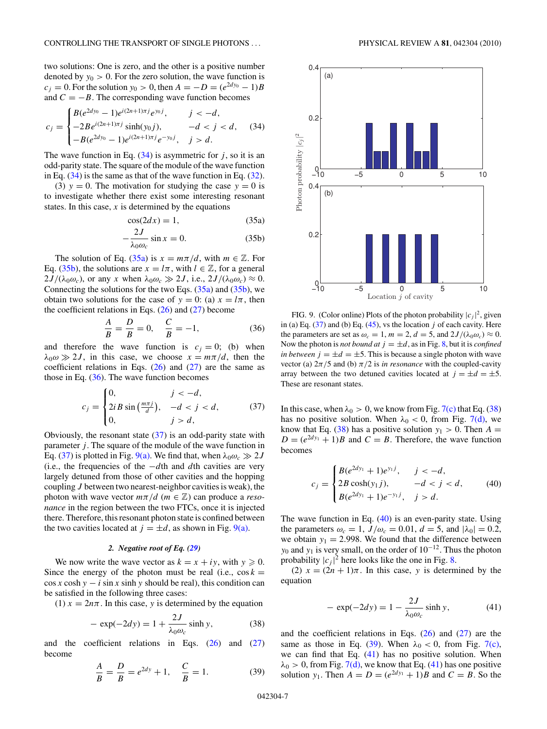two solutions: One is zero, and the other is a positive number denoted by $y_0 > 0$. For the zero solution, the wave function is $c_j = 0$. For the solution $y_0 > 0$, then $A = -D = (e^{2dy_0} - 1)B$ and $C = -B$. The corresponding wave function becomes

$$c_j = \begin{cases} B(e^{2dy_0} - 1)e^{i(2n+1)\pi j}e^{y_0 j}, & j < -d, \\ -2Be^{i(2n+1)\pi j}\sinh(y_0 j), & -d < j < d, \\ -B(e^{2dy_0} - 1)e^{i(2n+1)\pi j}e^{-y_0 j}, & j > d. \end{cases} \quad (34)$$

The wave function in Eq. (34) is asymmetric for $j$, so it is an odd-parity state. The square of the module of the wave function in Eq. (34) is the same as that of the wave function in Eq. (32).

(3) $y = 0$. The motivation for studying the case $y = 0$ is to investigate whether there exist some interesting resonant states. In this case, $x$ is determined by the equations

$$\cos(2dx) = 1, \quad (35a)$$

$$-\frac{2J}{\lambda_0\omega_c}\sin x = 0. \quad (35b)$$

The solution of Eq. (35a) is $x = m\pi/d$, with $m \in \mathbb{Z}$. For Eq. (35b), the solutions are $x = l\pi$, with $l \in \mathbb{Z}$, for a general $2J/(\lambda_0\omega_c)$, or any $x$ when $\lambda_0\omega_c \gg 2J$, i.e., $2J/(\lambda_0\omega_c) \approx 0$. Connecting the solutions for the two Eqs. (35a) and (35b), we obtain two solutions for the case of $y = 0$: (a) $x = l\pi$, then the coefficient relations in Eqs. (26) and (27) become

$$\frac{A}{B} = \frac{D}{B} = 0, \quad \frac{C}{B} = -1, \quad (36)$$

and therefore the wave function is $c_j = 0$; (b) when $\lambda_0\omega \gg 2J$, in this case, we choose $x = m\pi/d$, then the coefficient relations in Eqs. (26) and (27) are the same as those in Eq. (36). The wave function becomes

$$c_j = \begin{cases} 0, & j < -d, \\ 2iB\sin\left(\frac{m\pi j}{d}\right), & -d < j < d, \\ 0, & j > d, \end{cases} \quad (37)$$

Obviously, the resonant state (37) is an odd-parity state with parameter $j$. The square of the module of the wave function in Eq. (37) is plotted in Fig. 9(a). We find that, when $\lambda_0\omega_c \gg 2J$ (i.e., the frequencies of the $-d$th and $d$th cavities are very largely detuned from those of other cavities and the hopping coupling $J$ between two nearest-neighbor cavities is weak), the photon with wave vector $m\pi/d$ ($m \in \mathbb{Z}$) can produce a *resonance* in the region between the two FTCs, once it is injected there. Therefore, this resonant photon state is confined between the two cavities located at $j = \pm d$, as shown in Fig. 9(a).

#### 2. Negative root of Eq. (29)

We now write the wave vector as $k = x + iy$, with $y \geqslant 0$. Since the energy of the photon must be real (i.e., $\cos k = \cos x \cosh y - i \sin x \sinh y$ should be real), this condition can be satisfied in the following three cases:

(1) $x = 2n\pi$. In this case, $y$ is determined by the equation

$$-\exp(-2dy) = 1 + \frac{2J}{\lambda_0\omega_c}\sinh y, \quad (38)$$

and the coefficient relations in Eqs. (26) and (27) become

$$\frac{A}{B} = \frac{D}{B} = e^{2dy} + 1, \quad \frac{C}{B} = 1. \quad (39)$$

FIG. 9. (Color online) Plots of the photon probability $|c_j|^2$, given in (a) Eq. (37) and (b) Eq. (45), vs the location $j$ of each cavity. Here the parameters are set as $\omega_c = 1$, $m = 2$, $d = 5$, and $2J/(\lambda_0\omega_c) \approx 0$. Now the photon is *not bound at* $j = \pm d$, as in Fig. 8, but it is *confined in between* $j = \pm d = \pm 5$. This is because a single photon with wave vector (a) $2\pi/5$ and (b) $\pi/2$ is *in resonance* with the coupled-cavity array between the two detuned cavities located at $j = \pm d = \pm 5$. These are resonant states.

In this case, when $\lambda_0 > 0$, we know from Fig. 7(c) that Eq. (38) has no positive solution. When $\lambda_0 < 0$, from Fig. 7(d), we know that Eq. (38) has a positive solution $y_1 > 0$. Then $A = D = (e^{2dy_1} + 1)B$ and $C = B$. Therefore, the wave function becomes

$$c_j = \begin{cases} B(e^{2dy_1} + 1)e^{y_1 j}, & j < -d, \\ 2B\cosh(y_1 j), & -d < j < d, \\ B(e^{2dy_1} + 1)e^{-y_1 j}, & j > d. \end{cases} \quad (40)$$

The wave function in Eq. (40) is an even-parity state. Using the parameters $\omega_c = 1$, $J/\omega_c = 0.01$, $d = 5$, and $|\lambda_0| = 0.2$, we obtain $y_1 = 2.998$. We found that the difference between $y_0$ and $y_1$ is very small, on the order of $10^{-12}$. Thus the photon probability $|c_j|^2$ here looks like the one in Fig. 8.

(2) $x = (2n+1)\pi$. In this case, $y$ is determined by the equation

$$-\exp(-2dy) = 1 - \frac{2J}{\lambda_0\omega_c}\sinh y, \quad (41)$$

and the coefficient relations in Eqs. (26) and (27) are the same as those in Eq. (39). When $\lambda_0 < 0$, from Fig. 7(c), we can find that Eq. (41) has no positive solution. When $\lambda_0 > 0$, from Fig. 7(d), we know that Eq. (41) has one positive solution $y_1$. Then $A = D = (e^{2dy_1} + 1)B$ and $C = B$. So the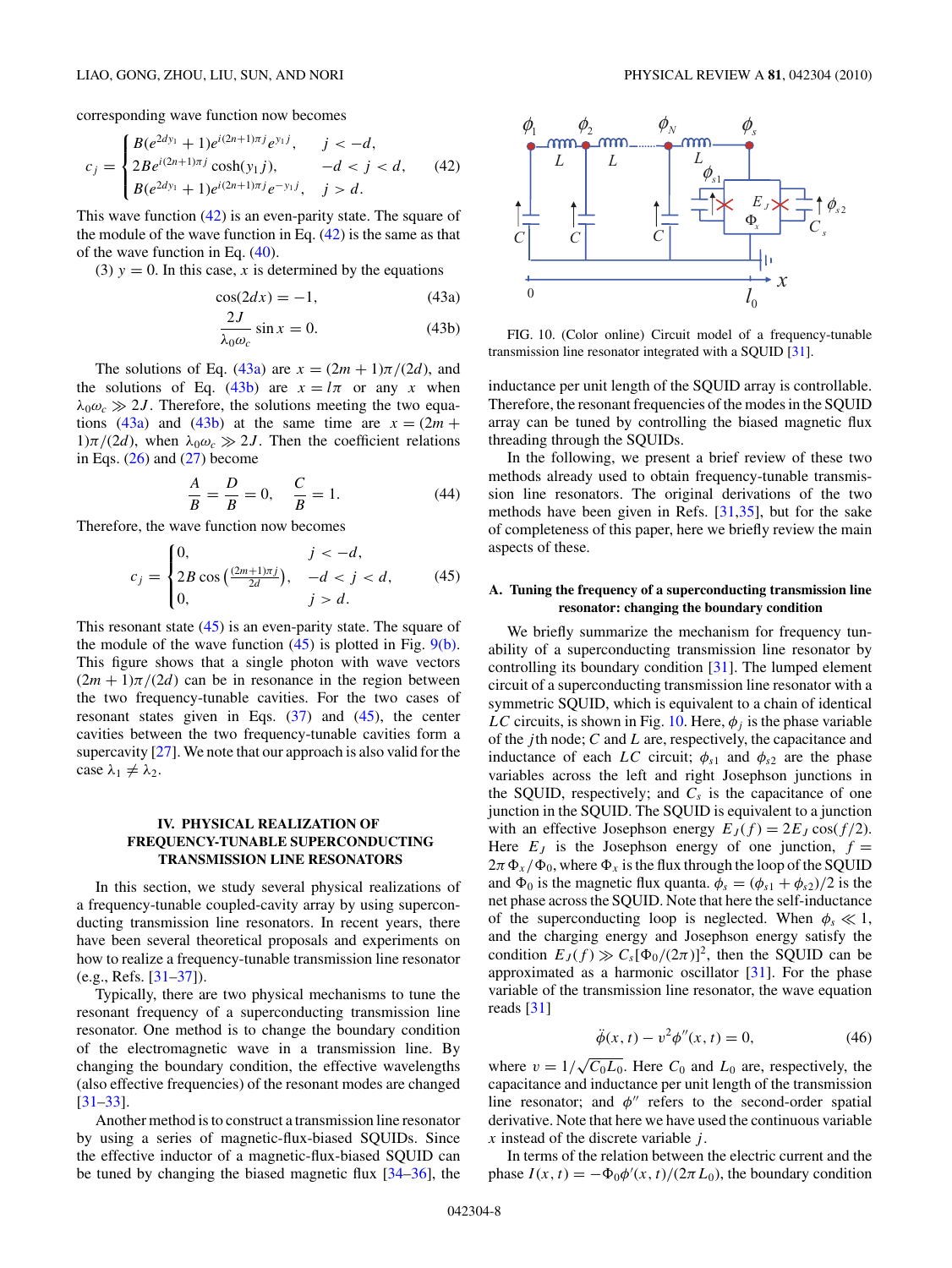corresponding wave function now becomes

$$c_j = \begin{cases} B(e^{2dy_1}+1)e^{i(2n+1)\pi j}e^{y_1 j}, & j < -d, \\ 2Be^{i(2n+1)\pi j}\cosh(y_1 j), & -d < j < d, \\ B(e^{2dy_1}+1)e^{i(2n+1)\pi j}e^{-y_1 j}, & j > d. \end{cases} \quad (42)$$

This wave function (42) is an even-parity state. The square of the module of the wave function in Eq. (42) is the same as that of the wave function in Eq. (40).

(3) $y = 0$. In this case, $x$ is determined by the equations

$$\cos(2dx) = -1, \quad (43a)$$

$$\frac{2J}{\lambda_0 \omega_c}\sin x = 0. \quad (43b)$$

The solutions of Eq. (43a) are $x = (2m+1)\pi/(2d)$, and the solutions of Eq. (43b) are $x = l\pi$ or any $x$ when $\lambda_0\omega_c \gg 2J$. Therefore, the solutions meeting the two equations (43a) and (43b) at the same time are $x = (2m+1)\pi/(2d)$, when $\lambda_0\omega_c \gg 2J$. Then the coefficient relations in Eqs. (26) and (27) become

$$\frac{A}{B} = \frac{D}{B} = 0, \quad \frac{C}{B} = 1. \quad (44)$$

Therefore, the wave function now becomes

$$c_j = \begin{cases} 0, & j < -d, \\ 2B\cos\left(\frac{(2m+1)\pi j}{2d}\right), & -d < j < d, \\ 0, & j > d. \end{cases} \quad (45)$$

This resonant state (45) is an even-parity state. The square of the module of the wave function (45) is plotted in Fig. 9(b). This figure shows that a single photon with wave vectors $(2m+1)\pi/(2d)$ can be in resonance in the region between the two frequency-tunable cavities. For the two cases of resonant states in Eqs. (37) and (45), the center cavities between the two frequency-tunable cavities form a supercavity [27]. We note that our approach is also valid for the case $\lambda_1 \neq \lambda_2$.

## IV. PHYSICAL REALIZATION OF FREQUENCY-TUNABLE SUPERCONDUCTING TRANSMISSION LINE RESONATORS

In this section, we study several physical realizations of a frequency-tunable coupled-cavity array by using superconducting transmission line resonators. In recent years, there have been several theoretical proposals and experiments on how to realize a frequency-tunable transmission line resonator (e.g., Refs. [31–37]).

Typically, there are two physical mechanisms to tune the resonant frequency of a superconducting transmission line resonator. One method is to change the boundary condition of the electromagnetic wave in a transmission line. By changing the boundary condition, the effective wavelengths (also effective frequencies) of the resonant modes are changed [31–33].

Another method is to construct a transmission line resonator by using a series of magnetic-flux-biased SQUIDs. Since the effective inductor of a magnetic-flux-biased SQUID can be tuned by changing the biased magnetic flux [34–36], the inductance per unit length of the SQUID array is controllable. Therefore, the resonant frequencies of the modes in the SQUID array can be tuned by controlling the biased magnetic flux threading through the SQUIDs.

FIG. 10. (Color online) Circuit model of a frequency-tunable transmission line resonator integrated with a SQUID [31].

In the following, we present a brief review of these two methods already used to obtain frequency-tunable transmission line resonators. The original derivations of the two methods have been given in Refs. [31,35], but for the sake of completeness of this paper, here we briefly review the main aspects of these.

### A. Tuning the frequency of a superconducting transmission line resonator: changing the boundary condition

We briefly summarize the mechanism for frequency tunability of a superconducting transmission line resonator by controlling its boundary condition [31]. The lumped element circuit of a superconducting transmission line resonator with a symmetric SQUID, which is equivalent to a chain of identical $LC$ circuits, is shown in Fig. 10. Here, $\phi_j$ is the phase variable of the $j$th node; $C$ and $L$ are, respectively, the capacitance and inductance of each $LC$ circuit; $\phi_{s1}$ and $\phi_{s2}$ are the phase variables across the left and right Josephson junctions in the SQUID, respectively; and $C_s$ is the capacitance of one junction in the SQUID. The SQUID is equivalent to a junction with an effective Josephson energy $E_J(f) = 2E_J\cos(f/2)$. Here $E_J$ is the Josephson energy of one junction, $f = 2\pi\Phi_x/\Phi_0$, where $\Phi_x$ is the flux through the loop of the SQUID and $\Phi_0$ is the magnetic flux quanta. $\phi_s = (\phi_{s1}+\phi_{s2})/2$ is the net phase across the SQUID. Note that here the self-inductance of the superconducting loop is neglected. When $\phi_s \ll 1$, and the charging energy and Josephson energy satisfy the condition $E_J(f) \gg C_s[\Phi_0/(2\pi)]^2$, then the SQUID can be approximated as a harmonic oscillator [31]. For the phase variable of the transmission line resonator, the wave equation reads [31]

$$\ddot{\phi}(x,t) - v^2\phi''(x,t) = 0, \quad (46)$$

where $v = 1/\sqrt{C_0 L_0}$. Here $C_0$ and $L_0$ are, respectively, the capacitance and inductance per unit length of the transmission line resonator; and $\phi''$ refers to the second-order spatial derivative. Note that here we have used the continuous variable $x$ instead of the discrete variable $j$.

In terms of the relation between the electric current and the phase $I(x,t) = -\Phi_0\phi'(x,t)/(2\pi L_0)$, the boundary condition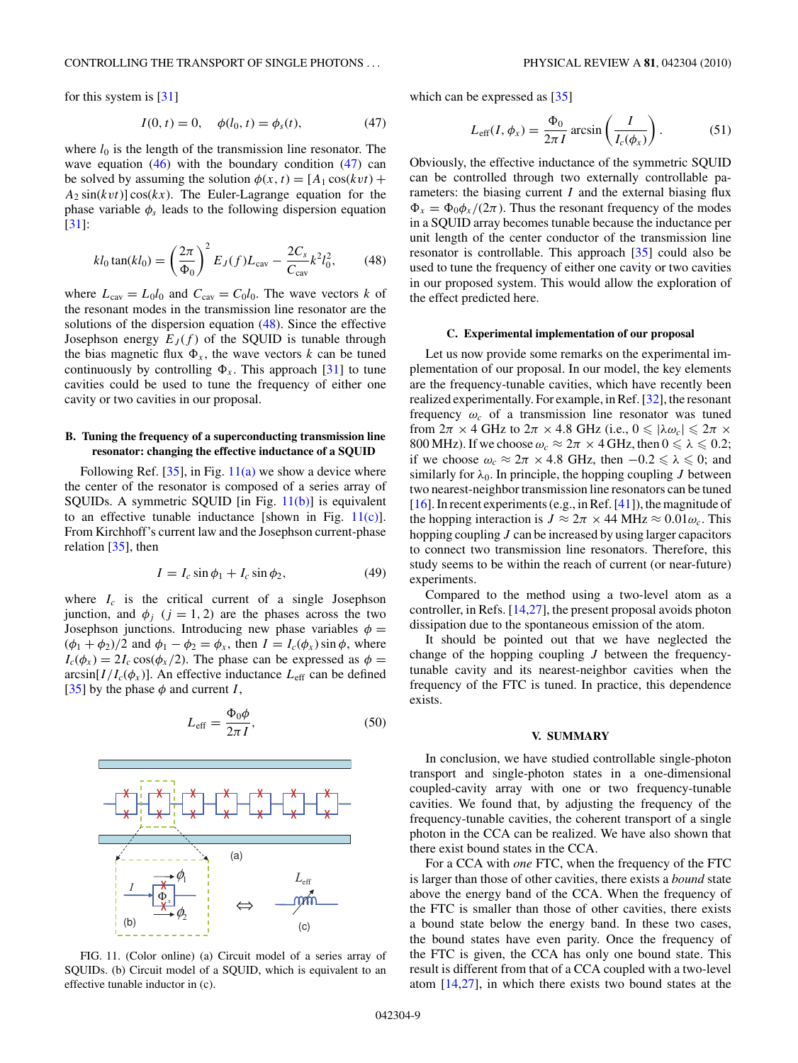for this system is [31]

$$I(0,t) = 0, \quad \phi(l_0,t) = \phi_s(t), \tag{47}$$

where $l_0$ is the length of the transmission line resonator. The wave equation (46) with the boundary condition (47) can be solved by assuming the solution $\phi(x,t) = [A_1 \cos(kvt) + A_2 \sin(kvt)]\cos(kx)$. The Euler-Lagrange equation for the phase variable $\phi_s$ leads to the following dispersion equation [31]:

$$kl_0 \tan(kl_0) = \left(\frac{2\pi}{\Phi_0}\right)^2 E_J(f) L_{\text{cav}} - \frac{2C_s}{C_{\text{cav}}} k^2 l_0^2, \tag{48}$$

where $L_{\text{cav}} = L_0 l_0$ and $C_{\text{cav}} = C_0 l_0$. The wave vectors $k$ of the resonant modes in the transmission line resonator are the solutions of the dispersion equation (48). Since the effective Josephson energy $E_J(f)$ of the SQUID is tunable through the bias magnetic flux $\Phi_x$, the wave vectors $k$ can be tuned continuously by controlling $\Phi_x$. This approach [31] to tune cavities could be used to tune the frequency of either one cavity or two cavities in our proposal.

### B. Tuning the frequency of a superconducting transmission line resonator: changing the effective inductance of a SQUID

Following Ref. [35], in Fig. 11(a) we show a device where the center of the resonator is composed of a series array of SQUIDs. A symmetric SQUID [in Fig. 11(b)] is equivalent to an effective tunable inductance [shown in Fig. 11(c)]. From Kirchhoff's current law and the Josephson current-phase relation [35], then

$$I = I_c \sin\phi_1 + I_c \sin\phi_2, \tag{49}$$

where $I_c$ is the critical current of a single Josephson junction, and $\phi_j$ $(j = 1,2)$ are the phases across the two Josephson junctions. Introducing new phase variables $\phi = (\phi_1 + \phi_2)/2$ and $\phi_1 - \phi_2 = \phi_x$, then $I = I_c(\phi_x)\sin\phi$, where $I_c(\phi_x) = 2I_c\cos(\phi_x/2)$. The phase can be expressed as $\phi = \arcsin[I/I_c(\phi_x)]$. An effective inductance $L_{\text{eff}}$ can be defined [35] by the phase $\phi$ and current $I$,

$$L_{\text{eff}} = \frac{\Phi_0 \phi}{2\pi I}, \tag{50}$$

FIG. 11. (Color online) (a) Circuit model of a series array of SQUIDs. (b) Circuit model of a SQUID, which is equivalent to an effective tunable inductor in (c).

which can be expressed as [35]

$$L_{\text{eff}}(I,\phi_x) = \frac{\Phi_0}{2\pi I} \arcsin\left(\frac{I}{I_c(\phi_x)}\right). \tag{51}$$

Obviously, the effective inductance of the symmetric SQUID can be controlled through two externally controllable parameters: the biasing current $I$ and the external biasing flux $\Phi_x = \Phi_0\phi_x/(2\pi)$. Thus the resonant frequency of the modes in a SQUID array becomes tunable because the inductance per unit length of the center conductor of the transmission line resonator is controllable. This approach [35] could also be used to tune the frequency of either one cavity or two cavities in our proposed system. This would allow the exploration of the effect predicted here.

### C. Experimental implementation of our proposal

Let us now provide some remarks on the experimental implementation of our proposal. In our model, the key elements are the frequency-tunable cavities, which have recently been realized experimentally. For example, in Ref. [32], the resonant frequency $\omega_c$ of a transmission line resonator was tuned from $2\pi \times 4$ GHz to $2\pi \times 4.8$ GHz (i.e., $0 \leqslant |\lambda\omega_c| \leqslant 2\pi \times$ 800 MHz). If we choose $\omega_c \approx 2\pi \times 4$ GHz, then $0 \leqslant \lambda \leqslant 0.2$; if we choose $\omega_c \approx 2\pi \times 4.8$ GHz, then $-0.2 \leqslant \lambda \leqslant 0$; and similarly for $\lambda_0$. In principle, the hopping coupling $J$ between two nearest-neighbor transmission line resonators can be tuned [16]. In recent experiments (e.g., in Ref. [41]), the magnitude of the hopping interaction is $J \approx 2\pi \times 44$ MHz $\approx 0.01\omega_c$. This hopping coupling $J$ can be increased by using larger capacitors to connect two transmission line resonators. Therefore, this study seems to be within the reach of current (or near-future) experiments.

Compared to the method using a two-level atom as a controller, in Refs. [14,27], the present proposal avoids photon dissipation due to the spontaneous emission of the atom.

It should be pointed out that we have neglected the change of the hopping coupling $J$ between the frequency-tunable cavity and its nearest-neighbor cavities when the frequency of the FTC is tuned. In practice, this dependence exists.

## V. SUMMARY

In conclusion, we have studied controllable single-photon transport and single-photon states in a one-dimensional coupled-cavity array with one or two frequency-tunable cavities. We found that, by adjusting the frequency of the frequency-tunable cavities, the coherent transport of a single photon in the CCA can be realized. We have also shown that there exist bound states in the CCA.

For a CCA with *one* FTC, when the frequency of the FTC is larger than those of other cavities, there exists a *bound* state above the energy band of the CCA. When the frequency of the FTC is smaller than those of other cavities, there exists a bound state below the energy band. In these two cases, the bound states have even parity. Once the frequency of the FTC is given, the CCA has only one bound state. This result is different from that of a CCA coupled with a two-level atom [14,27], in which there exists two bound states at the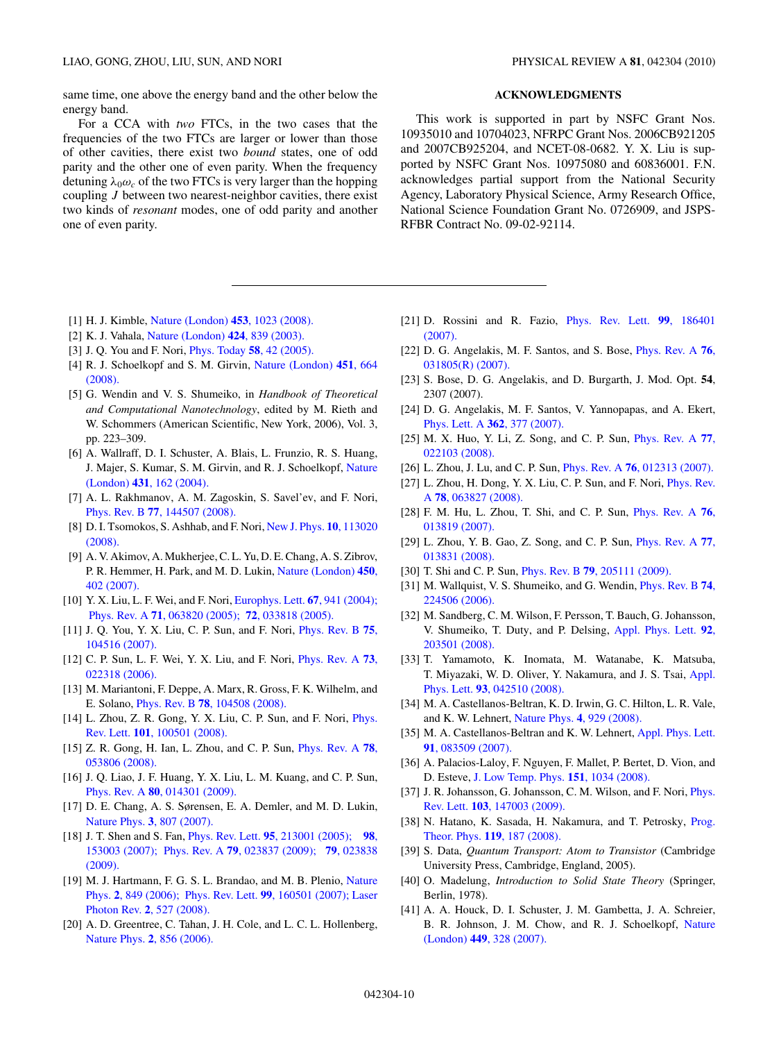same time, one above the energy band and the other below the energy band.

For a CCA with *two* FTCs, in the two cases that the frequencies of the two FTCs are larger or lower than those of other cavities, there exist two *bound* states, one of odd parity and the other one of even parity. When the frequency detuning $\lambda_0\omega_c$ of the two FTCs is very larger than the hopping coupling $J$ between two nearest-neighbor cavities, there exist two kinds of *resonant* modes, one of odd parity and another one of even parity.

## ACKNOWLEDGMENTS

This work is supported in part by NSFC Grant Nos. 10935010 and 10704023, NFRPC Grant Nos. 2006CB921205 and 2007CB925204, and NCET-08-0682. Y. X. Liu is supported by NSFC Grant Nos. 10975080 and 60836001. F.N. acknowledges partial support from the National Security Agency, Laboratory Physical Science, Army Research Office, National Science Foundation Grant No. 0726909, and JSPS-RFBR Contract No. 09-02-92114.

---

[1] H. J. Kimble, Nature (London) **453**, 1023 (2008).

[2] K. J. Vahala, Nature (London) **424**, 839 (2003).

[3] J. Q. You and F. Nori, Phys. Today **58**, 42 (2005).

[4] R. J. Schoelkopf and S. M. Girvin, Nature (London) **451**, 664 (2008).

[5] G. Wendin and V. S. Shumeiko, in *Handbook of Theoretical and Computational Nanotechnology*, edited by M. Rieth and W. Schommers (American Scientific, New York, 2006), Vol. 3, pp. 223–309.

[6] A. Wallraff, D. I. Schuster, A. Blais, L. Frunzio, R. S. Huang, J. Majer, S. Kumar, S. M. Girvin, and R. J. Schoelkopf, Nature (London) **431**, 162 (2004).

[7] A. L. Rakhmanov, A. M. Zagoskin, S. Savel'ev, and F. Nori, Phys. Rev. B **77**, 144507 (2008).

[8] D. I. Tsomokos, S. Ashhab, and F. Nori, New J. Phys. **10**, 113020 (2008).

[9] A. V. Akimov, A. Mukherjee, C. L. Yu, D. E. Chang, A. S. Zibrov, P. R. Hemmer, H. Park, and M. D. Lukin, Nature (London) **450**, 402 (2007).

[10] Y. X. Liu, L. F. Wei, and F. Nori, Europhys. Lett. **67**, 941 (2004); Phys. Rev. A **71**, 063820 (2005); **72**, 033818 (2005).

[11] J. Q. You, Y. X. Liu, C. P. Sun, and F. Nori, Phys. Rev. B **75**, 104516 (2007).

[12] C. P. Sun, L. F. Wei, Y. X. Liu, and F. Nori, Phys. Rev. A **73**, 022318 (2006).

[13] M. Mariantoni, F. Deppe, A. Marx, R. Gross, F. K. Wilhelm, and E. Solano, Phys. Rev. B **78**, 104508 (2008).

[14] L. Zhou, Z. R. Gong, Y. X. Liu, C. P. Sun, and F. Nori, Phys. Rev. Lett. **101**, 100501 (2008).

[15] Z. R. Gong, H. Ian, L. Zhou, and C. P. Sun, Phys. Rev. A **78**, 053806 (2008).

[16] J. Q. Liao, J. F. Huang, Y. X. Liu, L. M. Kuang, and C. P. Sun, Phys. Rev. A **80**, 014301 (2009).

[17] D. E. Chang, A. S. Sørensen, E. A. Demler, and M. D. Lukin, Nature Phys. **3**, 807 (2007).

[18] J. T. Shen and S. Fan, Phys. Rev. Lett. **95**, 213001 (2005); **98**, 153003 (2007); Phys. Rev. A **79**, 023837 (2009); **79**, 023838 (2009).

[19] M. J. Hartmann, F. G. S. L. Brandao, and M. B. Plenio, Nature Phys. **2**, 849 (2006); Phys. Rev. Lett. **99**, 160501 (2007); Laser Photon Rev. **2**, 527 (2008).

[20] A. D. Greentree, C. Tahan, J. H. Cole, and L. C. L. Hollenberg, Nature Phys. **2**, 856 (2006).

[21] D. Rossini and R. Fazio, Phys. Rev. Lett. **99**, 186401 (2007).

[22] D. G. Angelakis, M. F. Santos, and S. Bose, Phys. Rev. A **76**, 031805(R) (2007).

[23] S. Bose, D. G. Angelakis, and D. Burgarth, J. Mod. Opt. **54**, 2307 (2007).

[24] D. G. Angelakis, M. F. Santos, V. Yannopapas, and A. Ekert, Phys. Lett. A **362**, 377 (2007).

[25] M. X. Huo, Y. Li, Z. Song, and C. P. Sun, Phys. Rev. A **77**, 022103 (2008).

[26] L. Zhou, J. Lu, and C. P. Sun, Phys. Rev. A **76**, 012313 (2007).

[27] L. Zhou, H. Dong, Y. X. Liu, C. P. Sun, and F. Nori, Phys. Rev. A **78**, 063827 (2008).

[28] F. M. Hu, L. Zhou, T. Shi, and C. P. Sun, Phys. Rev. A **76**, 013819 (2007).

[29] L. Zhou, Y. B. Gao, Z. Song, and C. P. Sun, Phys. Rev. A **77**, 013831 (2008).

[30] T. Shi and C. P. Sun, Phys. Rev. B **79**, 205111 (2009).

[31] M. Wallquist, V. S. Shumeiko, and G. Wendin, Phys. Rev. B **74**, 224506 (2006).

[32] M. Sandberg, C. M. Wilson, F. Persson, T. Bauch, G. Johansson, V. Shumeiko, T. Duty, and P. Delsing, Appl. Phys. Lett. **92**, 203501 (2008).

[33] T. Yamamoto, K. Inomata, M. Watanabe, K. Matsuba, T. Miyazaki, W. D. Oliver, Y. Nakamura, and J. S. Tsai, Appl. Phys. Lett. **93**, 042510 (2008).

[34] M. A. Castellanos-Beltran, K. D. Irwin, G. C. Hilton, L. R. Vale, and K. W. Lehnert, Nature Phys. **4**, 929 (2008).

[35] M. A. Castellanos-Beltran and K. W. Lehnert, Appl. Phys. Lett. **91**, 083509 (2007).

[36] A. Palacios-Laloy, F. Nguyen, F. Mallet, P. Bertet, D. Vion, and D. Esteve, J. Low Temp. Phys. **151**, 1034 (2008).

[37] J. R. Johansson, G. Johansson, C. M. Wilson, and F. Nori, Phys. Rev. Lett. **103**, 147003 (2009).

[38] N. Hatano, K. Sasada, H. Nakamura, and T. Petrosky, Prog. Theor. Phys. **119**, 187 (2008).

[39] S. Data, *Quantum Transport: Atom to Transistor* (Cambridge University Press, Cambridge, England, 2005).

[40] O. Madelung, *Introduction to Solid State Theory* (Springer, Berlin, 1978).

[41] A. A. Houck, D. I. Schuster, J. M. Gambetta, J. A. Schreier, B. R. Johnson, J. M. Chow, and R. J. Schoelkopf, Nature (London) **449**, 328 (2007).